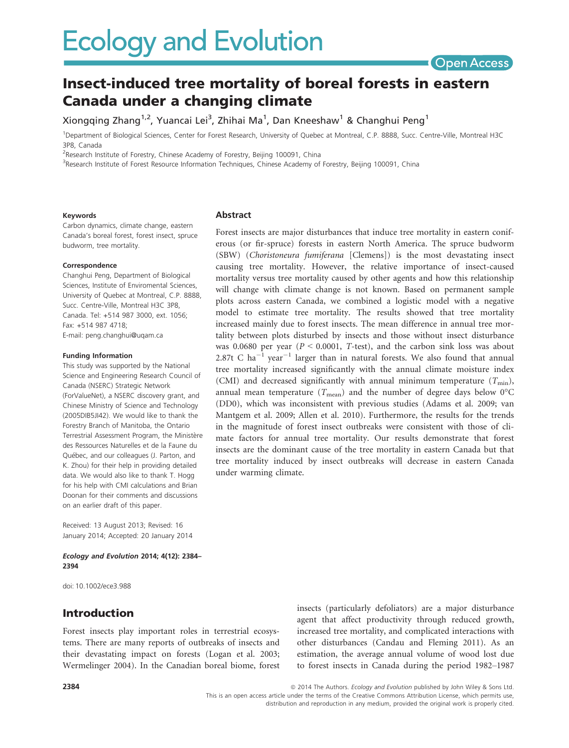# Insect-induced tree mortality of boreal forests in eastern Canada under a changing climate

Xiongqing Zhang[1,2], Yuancai Lei[3], Zhihai Ma[1], Dan Kneeshaw[1] & Changhui Peng[1]

[1]Department of Biological Sciences, Center for Forest Research, University of Quebec at Montreal, C.P. 8888, Succ. Centre-Ville, Montreal H3C 3P8, Canada

[2]Research Institute of Forestry, Chinese Academy of Forestry, Beijing 100091, China

[3]Research Institute of Forest Resource Information Techniques, Chinese Academy of Forestry, Beijing 100091, China

#### Keywords

Carbon dynamics, climate change, eastern Canada's boreal forest, forest insect, spruce budworm, tree mortality.

#### Correspondence

Changhui Peng, Department of Biological Sciences, Institute of Enviromental Sciences, University of Quebec at Montreal, C.P. 8888, Succ. Centre-Ville, Montreal H3C 3P8, Canada. Tel: +514 987 3000, ext. 1056; Fax: +514 987 4718; E-mail: peng.changhui@uqam.ca

#### Funding Information

This study was supported by the National Science and Engineering Research Council of Canada (NSERC) Strategic Network (ForValueNet), a NSERC discovery grant, and Chinese Ministry of Science and Technology (2005DIB5JI42). We would like to thank the Forestry Branch of Manitoba, the Ontario Terrestrial Assessment Program, the Ministère des Ressources Naturelles et de la Faune du Québec, and our colleagues (J. Parton, and K. Zhou) for their help in providing detailed data. We would also like to thank T. Hogg for his help with CMI calculations and Brian Doonan for their comments and discussions on an earlier draft of this paper.

Received: 13 August 2013; Revised: 16 January 2014; Accepted: 20 January 2014

***Ecology and Evolution* 2014; 4(12): 2384–2394**

doi: 10.1002/ece3.988

## Abstract

Forest insects are major disturbances that induce tree mortality in eastern coniferous (or fir-spruce) forests in eastern North America. The spruce budworm (SBW) (*Choristoneura fumiferana* [Clemens]) is the most devastating insect causing tree mortality. However, the relative importance of insect-caused mortality versus tree mortality caused by other agents and how this relationship will change with climate change is not known. Based on permanent sample plots across eastern Canada, we combined a logistic model with a negative model to estimate tree mortality. The results showed that tree mortality increased mainly due to forest insects. The mean difference in annual tree mortality between plots disturbed by insects and those without insect disturbance was 0.0680 per year ($P < 0.0001$, $T$-test), and the carbon sink loss was about 2.87t C $ha^{-1}$ $year^{-1}$ larger than in natural forests. We also found that annual tree mortality increased significantly with the annual climate moisture index (CMI) and decreased significantly with annual minimum temperature ($T_{min}$), annual mean temperature ($T_{mean}$) and the number of degree days below 0°C (DD0), which was inconsistent with previous studies (Adams et al. 2009; van Mantgem et al. 2009; Allen et al. 2010). Furthermore, the results for the trends in the magnitude of forest insect outbreaks were consistent with those of climate factors for annual tree mortality. Our results demonstrate that forest insects are the dominant cause of the tree mortality in eastern Canada but that tree mortality induced by insect outbreaks will decrease in eastern Canada under warming climate.

## Introduction

Forest insects play important roles in terrestrial ecosystems. There are many reports of outbreaks of insects and their devastating impact on forests (Logan et al. 2003; Wermelinger 2004). In the Canadian boreal biome, forest insects (particularly defoliators) are a major disturbance agent that affect productivity through reduced growth, increased tree mortality, and complicated interactions with other disturbances (Candau and Fleming 2011). As an estimation, the average annual volume of wood lost due to forest insects in Canada during the period 1982–1987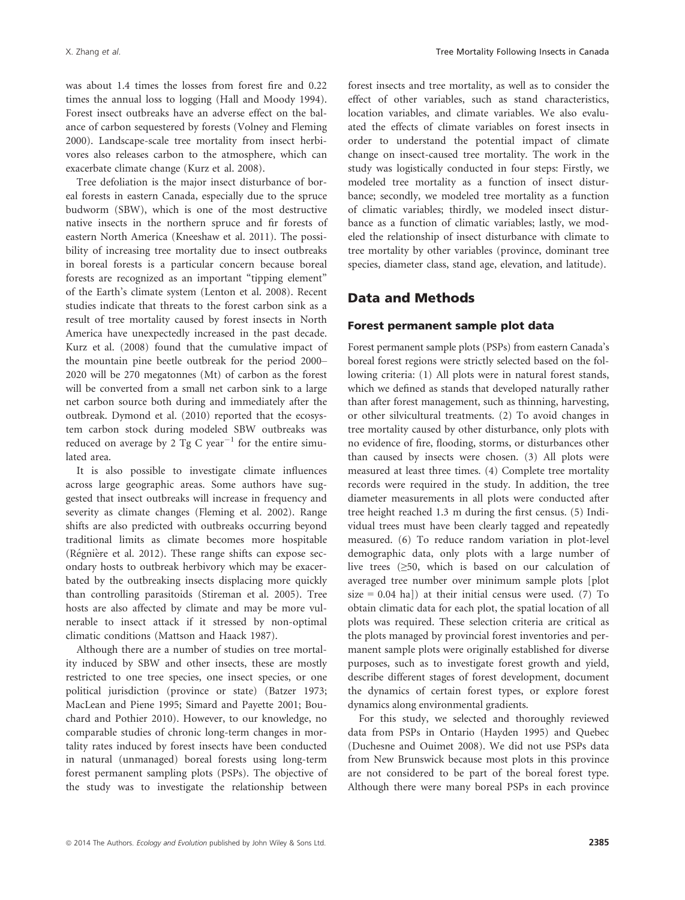was about 1.4 times the losses from forest fire and 0.22 times the annual loss to logging (Hall and Moody 1994). Forest insect outbreaks have an adverse effect on the balance of carbon sequestered by forests (Volney and Fleming 2000). Landscape-scale tree mortality from insect herbivores also releases carbon to the atmosphere, which can exacerbate climate change (Kurz et al. 2008).

Tree defoliation is the major insect disturbance of boreal forests in eastern Canada, especially due to the spruce budworm (SBW), which is one of the most destructive native insects in the northern spruce and fir forests of eastern North America (Kneeshaw et al. 2011). The possibility of increasing tree mortality due to insect outbreaks in boreal forests is a particular concern because boreal forests are recognized as an important "tipping element" of the Earth's climate system (Lenton et al. 2008). Recent studies indicate that threats to the forest carbon sink as a result of tree mortality caused by forest insects in North America have unexpectedly increased in the past decade. Kurz et al. (2008) found that the cumulative impact of the mountain pine beetle outbreak for the period 2000–2020 will be 270 megatonnes (Mt) of carbon as the forest will be converted from a small net carbon sink to a large net carbon source both during and immediately after the outbreak. Dymond et al. (2010) reported that the ecosystem carbon stock during modeled SBW outbreaks was reduced on average by 2 Tg C year$^{-1}$ for the entire simulated area.

It is also possible to investigate climate influences across large geographic areas. Some authors have suggested that insect outbreaks will increase in frequency and severity as climate changes (Fleming et al. 2002). Range shifts are also predicted with outbreaks occurring beyond traditional limits as climate becomes more hospitable (Régnière et al. 2012). These range shifts can expose secondary hosts to outbreak herbivory which may be exacerbated by the outbreaking insects displacing more quickly than controlling parasitoids (Stireman et al. 2005). Tree hosts are also affected by climate and may be more vulnerable to insect attack if it stressed by non-optimal climatic conditions (Mattson and Haack 1987).

Although there are a number of studies on tree mortality induced by SBW and other insects, these are mostly restricted to one tree species, one insect species, or one political jurisdiction (province or state) (Batzer 1973; MacLean and Piene 1995; Simard and Payette 2001; Bouchard and Pothier 2010). However, to our knowledge, no comparable studies of chronic long-term changes in mortality rates induced by forest insects have been conducted in natural (unmanaged) boreal forests using long-term forest permanent sampling plots (PSPs). The objective of the study was to investigate the relationship between forest insects and tree mortality, as well as to consider the effect of other variables, such as stand characteristics, location variables, and climate variables. We also evaluated the effects of climate variables on forest insects in order to understand the potential impact of climate change on insect-caused tree mortality. The work in the study was logistically conducted in four steps: Firstly, we modeled tree mortality as a function of insect disturbance; secondly, we modeled tree mortality as a function of climatic variables; thirdly, we modeled insect disturbance as a function of climatic variables; lastly, we modeled the relationship of insect disturbance with climate to tree mortality by other variables (province, dominant tree species, diameter class, stand age, elevation, and latitude).

## Data and Methods

### Forest permanent sample plot data

Forest permanent sample plots (PSPs) from eastern Canada's boreal forest regions were strictly selected based on the following criteria: (1) All plots were in natural forest stands, which we defined as stands that developed naturally rather than after forest management, such as thinning, harvesting, or other silvicultural treatments. (2) To avoid changes in tree mortality caused by other disturbance, only plots with no evidence of fire, flooding, storms, or disturbances other than caused by insects were chosen. (3) All plots were measured at least three times. (4) Complete tree mortality records were required in the study. In addition, the tree diameter measurements in all plots were conducted after tree height reached 1.3 m during the first census. (5) Individual trees must have been clearly tagged and repeatedly measured. (6) To reduce random variation in plot-level demographic data, only plots with a large number of live trees ($\geq$50, which is based on our calculation of averaged tree number over minimum sample plots [plot size = 0.04 ha]) at their initial census were used. (7) To obtain climatic data for each plot, the spatial location of all plots was required. These selection criteria are critical as the plots managed by provincial forest inventories and permanent sample plots were originally established for diverse purposes, such as to investigate forest growth and yield, describe different stages of forest development, document the dynamics of certain forest types, or explore forest dynamics along environmental gradients.

For this study, we selected and thoroughly reviewed data from PSPs in Ontario (Hayden 1995) and Quebec (Duchesne and Ouimet 2008). We did not use PSPs data from New Brunswick because most plots in this province are not considered to be part of the boreal forest type. Although there were many boreal PSPs in each province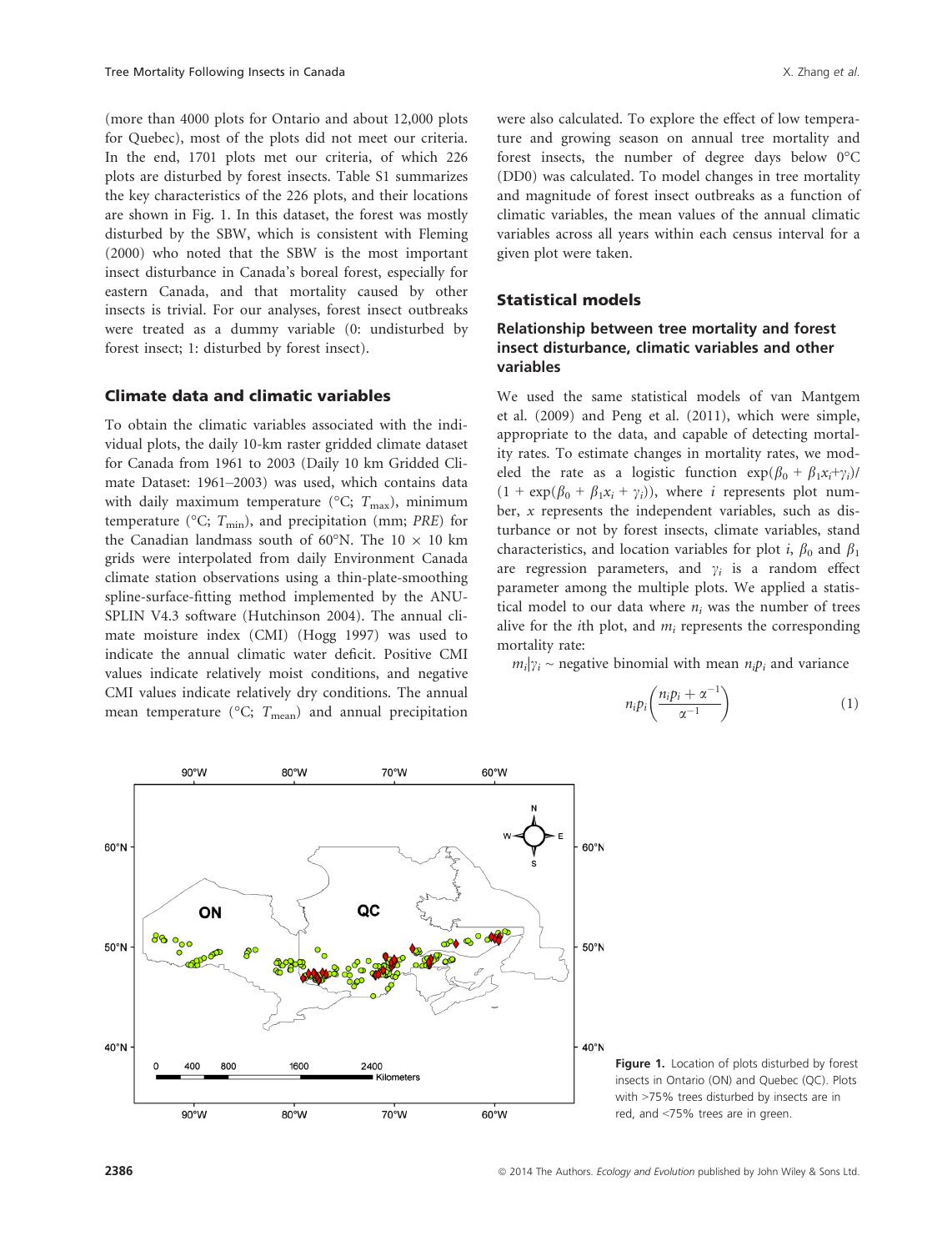(more than 4000 plots for Ontario and about 12,000 plots for Quebec), most of the plots did not meet our criteria. In the end, 1701 plots met our criteria, of which 226 plots are disturbed by forest insects. Table S1 summarizes the key characteristics of the 226 plots, and their locations are shown in Fig. 1. In this dataset, the forest was mostly disturbed by the SBW, which is consistent with Fleming (2000) who noted that the SBW is the most important insect disturbance in Canada's boreal forest, especially for eastern Canada, and that mortality caused by other insects is trivial. For our analyses, forest insect outbreaks were treated as a dummy variable (0: undisturbed by forest insect; 1: disturbed by forest insect).

## Climate data and climatic variables

To obtain the climatic variables associated with the individual plots, the daily 10-km raster gridded climate dataset for Canada from 1961 to 2003 (Daily 10 km Gridded Climate Dataset: 1961–2003) was used, which contains data with daily maximum temperature (°C; $T_{max}$), minimum temperature (°C; $T_{min}$), and precipitation (mm; *PRE*) for the Canadian landmass south of 60°N. The 10 × 10 km grids were interpolated from daily Environment Canada climate station observations using a thin-plate-smoothing spline-surface-fitting method implemented by the ANUSPLIN V4.3 software (Hutchinson 2004). The annual climate moisture index (CMI) (Hogg 1997) was used to indicate the annual climatic water deficit. Positive CMI values indicate relatively moist conditions, and negative CMI values indicate relatively dry conditions. The annual mean temperature (°C; $T_{mean}$) and annual precipitation were also calculated. To explore the effect of low temperature and growing season on annual tree mortality and forest insects, the number of degree days below 0°C (DD0) was calculated. To model changes in tree mortality and magnitude of forest insect outbreaks as a function of climatic variables, the mean values of the annual climatic variables across all years within each census interval for a given plot were taken.

## Statistical models

### Relationship between tree mortality and forest insect disturbance, climatic variables and other variables

We used the same statistical models of van Mantgem et al. (2009) and Peng et al. (2011), which were simple, appropriate to the data, and capable of detecting mortality rates. To estimate changes in mortality rates, we modeled the rate as a logistic function $\exp(\beta_0 + \beta_1 x_i + \gamma_i)/(1 + \exp(\beta_0 + \beta_1 x_i + \gamma_i))$, where $i$ represents plot number, $x$ represents the independent variables, such as disturbance or not by forest insects, climate variables, stand characteristics, and location variables for plot $i$, $\beta_0$ and $\beta_1$ are regression parameters, and $\gamma_i$ is a random effect parameter among the multiple plots. We applied a statistical model to our data where $n_i$ was the number of trees alive for the $i$th plot, and $m_i$ represents the corresponding mortality rate:

$m_i|\gamma_i \sim$ negative binomial with mean $n_i p_i$ and variance

$$n_i p_i \left( \frac{n_i p_i + \alpha^{-1}}{\alpha^{-1}} \right) \tag{1}$$

**Figure 1.** Location of plots disturbed by forest insects in Ontario (ON) and Quebec (QC). Plots with >75% trees disturbed by insects are in red, and <75% trees are in green.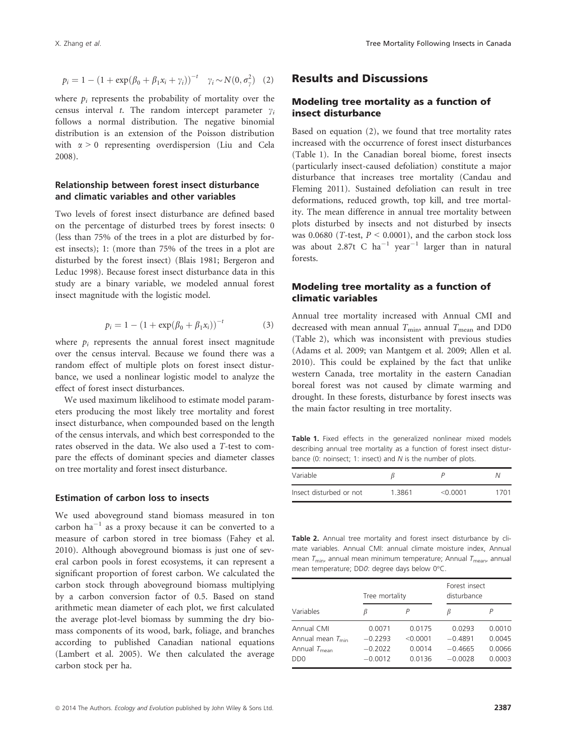$$p_i = 1 - (1 + \exp(\beta_0 + \beta_1 x_i + \gamma_i))^{-t} \quad \gamma_i \sim N(0, \sigma_\gamma^2) \quad (2)$$

where $p_i$ represents the probability of mortality over the census interval $t$. The random intercept parameter $\gamma_i$ follows a normal distribution. The negative binomial distribution is an extension of the Poisson distribution with $\alpha > 0$ representing overdispersion (Liu and Cela 2008).

### Relationship between forest insect disturbance and climatic variables and other variables

Two levels of forest insect disturbance are defined based on the percentage of disturbed trees by forest insects: 0 (less than 75% of the trees in a plot are disturbed by forest insects); 1: (more than 75% of the trees in a plot are disturbed by the forest insect) (Blais 1981; Bergeron and Leduc 1998). Because forest insect disturbance data in this study are a binary variable, we modeled annual forest insect magnitude with the logistic model.

$$p_i = 1 - (1 + \exp(\beta_0 + \beta_1 x_i))^{-t} \quad (3)$$

where $p_i$ represents the annual forest insect magnitude over the census interval. Because we found there was a random effect of multiple plots on forest insect disturbance, we used a nonlinear logistic model to analyze the effect of forest insect disturbances.

We used maximum likelihood to estimate model parameters producing the most likely tree mortality and forest insect disturbance, when compounded based on the length of the census intervals, and which best corresponded to the rates observed in the data. We also used a $T$-test to compare the effects of dominant species and diameter classes on tree mortality and forest insect disturbance.

### Estimation of carbon loss to insects

We used aboveground stand biomass measured in ton carbon ha$^{-1}$ as a proxy because it can be converted to a measure of carbon stored in tree biomass (Fahey et al. 2010). Although aboveground biomass is just one of several carbon pools in forest ecosystems, it can represent a significant proportion of forest carbon. We calculated the carbon stock through aboveground biomass multiplying by a carbon conversion factor of 0.5. Based on stand arithmetic mean diameter of each plot, we first calculated the average plot-level biomass by summing the dry biomass components of its wood, bark, foliage, and branches according to published Canadian national equations (Lambert et al. 2005). We then calculated the average carbon stock per ha.

## Results and Discussions

### Modeling tree mortality as a function of insect disturbance

Based on equation (2), we found that tree mortality rates increased with the occurrence of forest insect disturbances (Table 1). In the Canadian boreal biome, forest insects (particularly insect-caused defoliation) constitute a major disturbance that increases tree mortality (Candau and Fleming 2011). Sustained defoliation can result in tree deformations, reduced growth, top kill, and tree mortality. The mean difference in annual tree mortality between plots disturbed by insects and not disturbed by insects was 0.0680 ($T$-test, $P < 0.0001$), and the carbon stock loss was about 2.87t C ha$^{-1}$ year$^{-1}$ larger than in natural forests.

### Modeling tree mortality as a function of climatic variables

Annual tree mortality increased with Annual CMI and decreased with mean annual $T_{min}$, annual $T_{mean}$ and DD0 (Table 2), which was inconsistent with previous studies (Adams et al. 2009; van Mantgem et al. 2009; Allen et al. 2010). This could be explained by the fact that unlike western Canada, tree mortality in the eastern Canadian boreal forest was not caused by climate warming and drought. In these forests, disturbance by forest insects was the main factor resulting in tree mortality.

**Table 1.** Fixed effects in the generalized nonlinear mixed models describing annual tree mortality as a function of forest insect disturbance (0: noinsect; 1: insect) and $N$ is the number of plots.

| Variable | $\beta$ | $P$ | $N$ |
|---|---|---|---|
| Insect disturbed or not | 1.3861 | <0.0001 | 1701 |

**Table 2.** Annual tree mortality and forest insect disturbance by climate variables. Annual CMI: annual climate moisture index, Annual mean $T_{min}$, annual mean minimum temperature; Annual $T_{mean}$, annual mean temperature; DD0: degree days below 0°C.

| | Tree mortality | | Forest insect disturbance | |
|---|---|---|---|---|
| Variables | $\beta$ | $P$ | $\beta$ | $P$ |
| Annual CMI | 0.0071 | 0.0175 | 0.0293 | 0.0010 |
| Annual mean $T_{min}$ | −0.2293 | <0.0001 | −0.4891 | 0.0045 |
| Annual $T_{mean}$ | −0.2022 | 0.0014 | −0.4665 | 0.0066 |
| DD0 | −0.0012 | 0.0136 | −0.0028 | 0.0003 |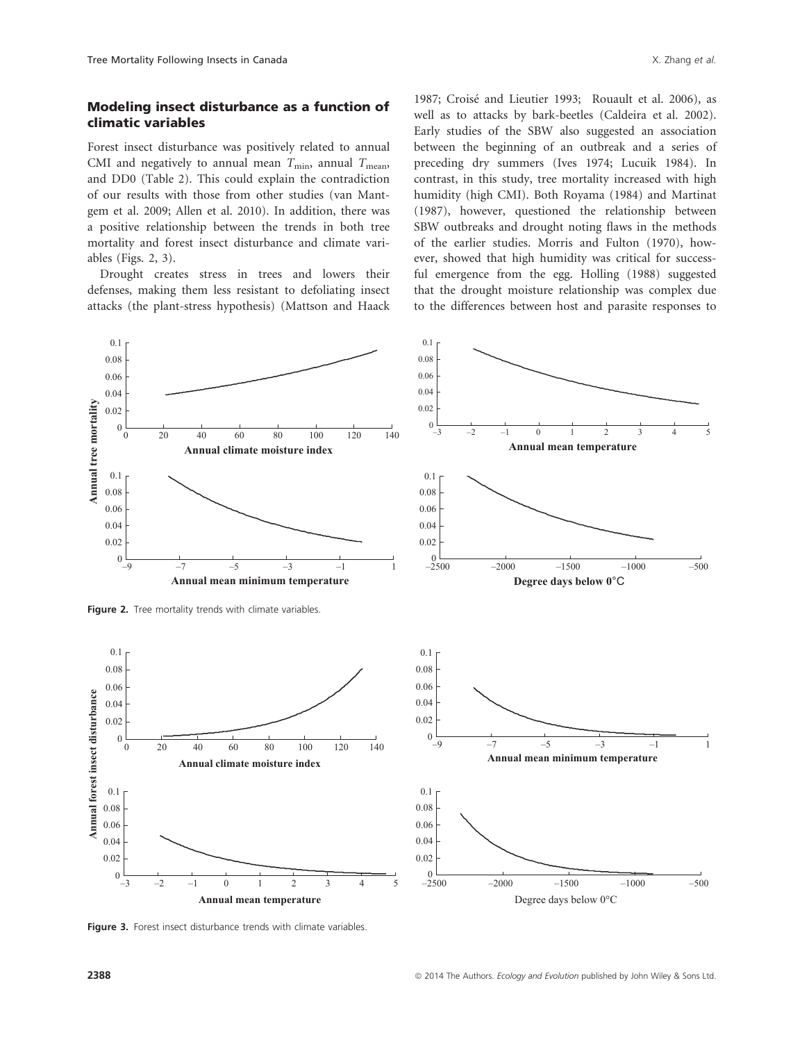## Modeling insect disturbance as a function of climatic variables

Forest insect disturbance was positively related to annual CMI and negatively to annual mean $T_{min}$, annual $T_{mean}$, and DD0 (Table 2). This could explain the contradiction of our results with those from other studies (van Mantgem et al. 2009; Allen et al. 2010). In addition, there was a positive relationship between the trends in both tree mortality and forest insect disturbance and climate variables (Figs. 2, 3).

Drought creates stress in trees and lowers their defenses, making them less resistant to defoliating insect attacks (the plant-stress hypothesis) (Mattson and Haack 1987; Croisé and Lieutier 1993; Rouault et al. 2006), as well as to attacks by bark-beetles (Caldeira et al. 2002). Early studies of the SBW also suggested an association between the beginning of an outbreak and a series of preceding dry summers (Ives 1974; Lucuik 1984). In contrast, in this study, tree mortality increased with high humidity (high CMI). Both Royama (1984) and Martinat (1987), however, questioned the relationship between SBW outbreaks and drought noting flaws in the methods of the earlier studies. Morris and Fulton (1970), however, showed that high humidity was critical for successful emergence from the egg. Holling (1988) suggested that the drought moisture relationship was complex due to the differences between host and parasite responses to

Figure 2. Tree mortality trends with climate variables.

Figure 3. Forest insect disturbance trends with climate variables.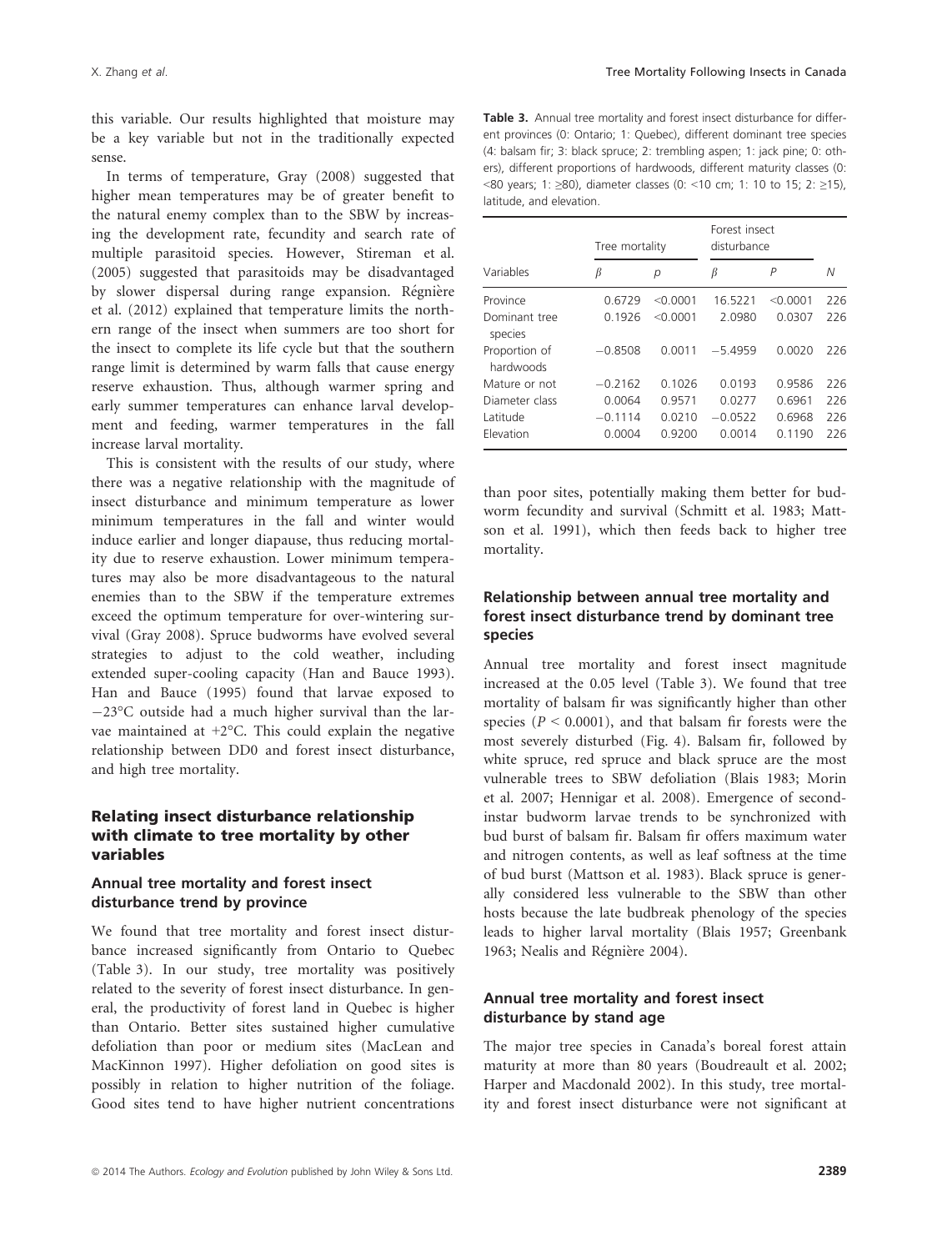this variable. Our results highlighted that moisture may be a key variable but not in the traditionally expected sense.

In terms of temperature, Gray (2008) suggested that higher mean temperatures may be of greater benefit to the natural enemy complex than to the SBW by increasing the development rate, fecundity and search rate of multiple parasitoid species. However, Stireman et al. (2005) suggested that parasitoids may be disadvantaged by slower dispersal during range expansion. Régnière et al. (2012) explained that temperature limits the northern range of the insect when summers are too short for the insect to complete its life cycle but that the southern range limit is determined by warm falls that cause energy reserve exhaustion. Thus, although warmer spring and early summer temperatures can enhance larval development and feeding, warmer temperatures in the fall increase larval mortality.

This is consistent with the results of our study, where there was a negative relationship with the magnitude of insect disturbance and minimum temperature as lower minimum temperatures in the fall and winter would induce earlier and longer diapause, thus reducing mortality due to reserve exhaustion. Lower minimum temperatures may also be more disadvantageous to the natural enemies than to the SBW if the temperature extremes exceed the optimum temperature for over-wintering survival (Gray 2008). Spruce budworms have evolved several strategies to adjust to the cold weather, including extended super-cooling capacity (Han and Bauce 1993). Han and Bauce (1995) found that larvae exposed to −23°C outside had a much higher survival than the larvae maintained at +2°C. This could explain the negative relationship between DD0 and forest insect disturbance, and high tree mortality.

## Relating insect disturbance relationship with climate to tree mortality by other variables

### Annual tree mortality and forest insect disturbance trend by province

We found that tree mortality and forest insect disturbance increased significantly from Ontario to Quebec (Table 3). In our study, tree mortality was positively related to the severity of forest insect disturbance. In general, the productivity of forest land in Quebec is higher than Ontario. Better sites sustained higher cumulative defoliation than poor or medium sites (MacLean and MacKinnon 1997). Higher defoliation on good sites is possibly in relation to higher nutrition of the foliage. Good sites tend to have higher nutrient concentrations than poor sites, potentially making them better for budworm fecundity and survival (Schmitt et al. 1983; Mattson et al. 1991), which then feeds back to higher tree mortality.

**Table 3.** Annual tree mortality and forest insect disturbance for different provinces (0: Ontario; 1: Quebec), different dominant tree species (4: balsam fir; 3: black spruce; 2: trembling aspen; 1: jack pine; 0: others), different proportions of hardwoods, different maturity classes (0: <80 years; 1: ≥80), diameter classes (0: <10 cm; 1: 10 to 15; 2: ≥15), latitude, and elevation.

| Variables | Tree mortality | | Forest insect disturbance | | |
|---|---|---|---|---|---|
| | $\beta$ | $p$ | $\beta$ | $P$ | $N$ |
| Province | 0.6729 | <0.0001 | 16.5221 | <0.0001 | 226 |
| Dominant tree species | 0.1926 | <0.0001 | 2.0980 | 0.0307 | 226 |
| Proportion of hardwoods | −0.8508 | 0.0011 | −5.4959 | 0.0020 | 226 |
| Mature or not | −0.2162 | 0.1026 | 0.0193 | 0.9586 | 226 |
| Diameter class | 0.0064 | 0.9571 | 0.0277 | 0.6961 | 226 |
| Latitude | −0.1114 | 0.0210 | −0.0522 | 0.6968 | 226 |
| Elevation | 0.0004 | 0.9200 | 0.0014 | 0.1190 | 226 |

### Relationship between annual tree mortality and forest insect disturbance trend by dominant tree species

Annual tree mortality and forest insect magnitude increased at the 0.05 level (Table 3). We found that tree mortality of balsam fir was significantly higher than other species ($P < 0.0001$), and that balsam fir forests were the most severely disturbed (Fig. 4). Balsam fir, followed by white spruce, red spruce and black spruce are the most vulnerable trees to SBW defoliation (Blais 1983; Morin et al. 2007; Hennigar et al. 2008). Emergence of second-instar budworm larvae trends to be synchronized with bud burst of balsam fir. Balsam fir offers maximum water and nitrogen contents, as well as leaf softness at the time of bud burst (Mattson et al. 1983). Black spruce is generally considered less vulnerable to the SBW than other hosts because the late budbreak phenology of the species leads to higher larval mortality (Blais 1957; Greenbank 1963; Nealis and Régnière 2004).

### Annual tree mortality and forest insect disturbance by stand age

The major tree species in Canada's boreal forest attain maturity at more than 80 years (Boudreault et al. 2002; Harper and Macdonald 2002). In this study, tree mortality and forest insect disturbance were not significant at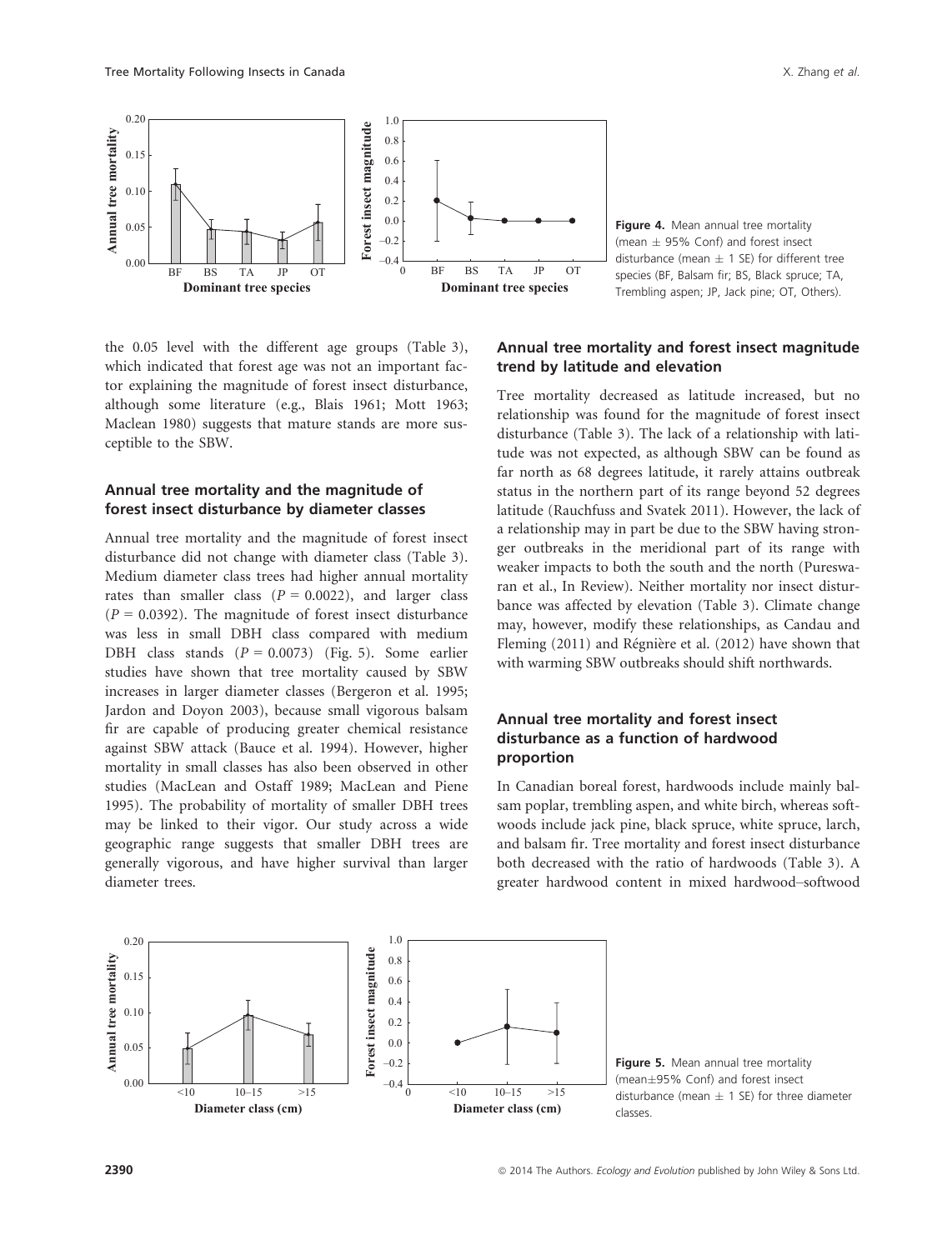Figure 4. Mean annual tree mortality (mean ± 95% Conf) and forest insect disturbance (mean ± 1 SE) for different tree species (BF, Balsam fir; BS, Black spruce; TA, Trembling aspen; JP, Jack pine; OT, Others).

the 0.05 level with the different age groups (Table 3), which indicated that forest age was not an important factor explaining the magnitude of forest insect disturbance, although some literature (e.g., Blais 1961; Mott 1963; Maclean 1980) suggests that mature stands are more susceptible to the SBW.

### Annual tree mortality and the magnitude of forest insect disturbance by diameter classes

Annual tree mortality and the magnitude of forest insect disturbance did not change with diameter class (Table 3). Medium diameter class trees had higher annual mortality rates than smaller class ($P = 0.0022$), and larger class ($P = 0.0392$). The magnitude of forest insect disturbance was less in small DBH class compared with medium DBH class stands ($P = 0.0073$) (Fig. 5). Some earlier studies have shown that tree mortality caused by SBW increases in larger diameter classes (Bergeron et al. 1995; Jardon and Doyon 2003), because small vigorous balsam fir are capable of producing greater chemical resistance against SBW attack (Bauce et al. 1994). However, higher mortality in small classes has also been observed in other studies (MacLean and Ostaff 1989; MacLean and Piene 1995). The probability of mortality of smaller DBH trees may be linked to their vigor. Our study across a wide geographic range suggests that smaller DBH trees are generally vigorous, and have higher survival than larger diameter trees.

### Annual tree mortality and forest insect magnitude trend by latitude and elevation

Tree mortality decreased as latitude increased, but no relationship was found for the magnitude of forest insect disturbance (Table 3). The lack of a relationship with latitude was not expected, as although SBW can be found as far north as 68 degrees latitude, it rarely attains outbreak status in the northern part of its range beyond 52 degrees latitude (Rauchfuss and Svatek 2011). However, the lack of a relationship may in part be due to the SBW having stronger outbreaks in the meridional part of its range with weaker impacts to both the south and the north (Pureswaran et al., In Review). Neither mortality nor insect disturbance was affected by elevation (Table 3). Climate change may, however, modify these relationships, as Candau and Fleming (2011) and Régnière et al. (2012) have shown that with warming SBW outbreaks should shift northwards.

### Annual tree mortality and forest insect disturbance as a function of hardwood proportion

In Canadian boreal forest, hardwoods include mainly balsam poplar, trembling aspen, and white birch, whereas softwoods include jack pine, black spruce, white spruce, larch, and balsam fir. Tree mortality and forest insect disturbance both decreased with the ratio of hardwoods (Table 3). A greater hardwood content in mixed hardwood–softwood

Figure 5. Mean annual tree mortality (mean±95% Conf) and forest insect disturbance (mean ± 1 SE) for three diameter classes.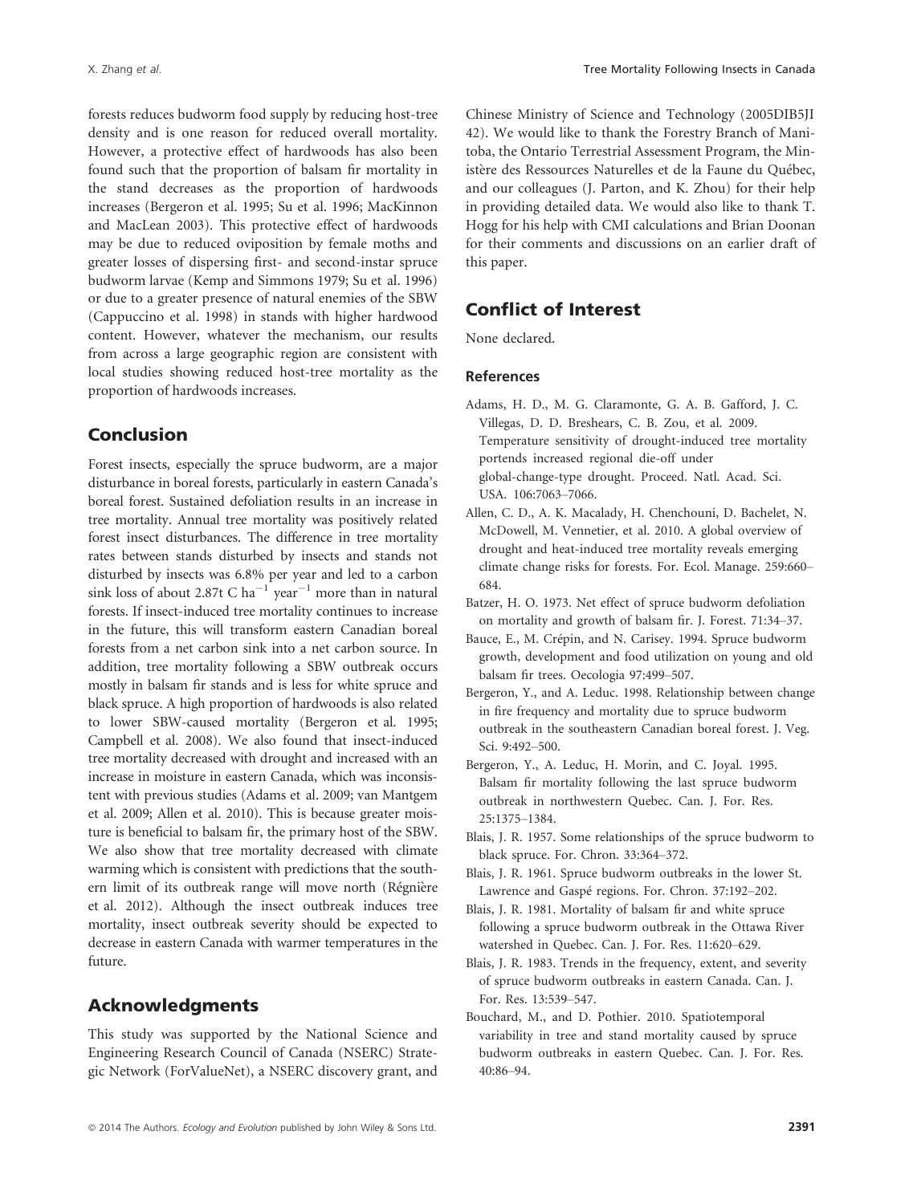forests reduces budworm food supply by reducing host-tree density and is one reason for reduced overall mortality. However, a protective effect of hardwoods has also been found such that the proportion of balsam fir mortality in the stand decreases as the proportion of hardwoods increases (Bergeron et al. 1995; Su et al. 1996; MacKinnon and MacLean 2003). This protective effect of hardwoods may be due to reduced oviposition by female moths and greater losses of dispersing first- and second-instar spruce budworm larvae (Kemp and Simmons 1979; Su et al. 1996) or due to a greater presence of natural enemies of the SBW (Cappuccino et al. 1998) in stands with higher hardwood content. However, whatever the mechanism, our results from across a large geographic region are consistent with local studies showing reduced host-tree mortality as the proportion of hardwoods increases.

## Conclusion

Forest insects, especially the spruce budworm, are a major disturbance in boreal forests, particularly in eastern Canada's boreal forest. Sustained defoliation results in an increase in tree mortality. Annual tree mortality was positively related forest insect disturbances. The difference in tree mortality rates between stands disturbed by insects and stands not disturbed by insects was 6.8% per year and led to a carbon sink loss of about 2.87t C $ha^{-1}$ $year^{-1}$ more than in natural forests. If insect-induced tree mortality continues to increase in the future, this will transform eastern Canadian boreal forests from a net carbon sink into a net carbon source. In addition, tree mortality following a SBW outbreak occurs mostly in balsam fir stands and is less for white spruce and black spruce. A high proportion of hardwoods is also related to lower SBW-caused mortality (Bergeron et al. 1995; Campbell et al. 2008). We also found that insect-induced tree mortality decreased with drought and increased with an increase in moisture in eastern Canada, which was inconsistent with previous studies (Adams et al. 2009; van Mantgem et al. 2009; Allen et al. 2010). This is because greater moisture is beneficial to balsam fir, the primary host of the SBW. We also show that tree mortality decreased with climate warming which is consistent with predictions that the southern limit of its outbreak range will move north (Régnière et al. 2012). Although the insect outbreak induces tree mortality, insect outbreak severity should be expected to decrease in eastern Canada with warmer temperatures in the future.

## Acknowledgments

This study was supported by the National Science and Engineering Research Council of Canada (NSERC) Strategic Network (ForValueNet), a NSERC discovery grant, and Chinese Ministry of Science and Technology (2005DIB5JI 42). We would like to thank the Forestry Branch of Manitoba, the Ontario Terrestrial Assessment Program, the Ministère des Ressources Naturelles et de la Faune du Québec, and our colleagues (J. Parton, and K. Zhou) for their help in providing detailed data. We would also like to thank T. Hogg for his help with CMI calculations and Brian Doonan for their comments and discussions on an earlier draft of this paper.

## Conflict of Interest

None declared.

### References

Adams, H. D., M. G. Claramonte, G. A. B. Gafford, J. C. Villegas, D. D. Breshears, C. B. Zou, et al. 2009. Temperature sensitivity of drought-induced tree mortality portends increased regional die-off under global-change-type drought. Proceed. Natl. Acad. Sci. USA. 106:7063–7066.

Allen, C. D., A. K. Macalady, H. Chenchouni, D. Bachelet, N. McDowell, M. Vennetier, et al. 2010. A global overview of drought and heat-induced tree mortality reveals emerging climate change risks for forests. For. Ecol. Manage. 259:660–684.

Batzer, H. O. 1973. Net effect of spruce budworm defoliation on mortality and growth of balsam fir. J. Forest. 71:34–37.

Bauce, E., M. Crépin, and N. Carisey. 1994. Spruce budworm growth, development and food utilization on young and old balsam fir trees. Oecologia 97:499–507.

Bergeron, Y., and A. Leduc. 1998. Relationship between change in fire frequency and mortality due to spruce budworm outbreak in the southeastern Canadian boreal forest. J. Veg. Sci. 9:492–500.

Bergeron, Y., A. Leduc, H. Morin, and C. Joyal. 1995. Balsam fir mortality following the last spruce budworm outbreak in northwestern Quebec. Can. J. For. Res. 25:1375–1384.

Blais, J. R. 1957. Some relationships of the spruce budworm to black spruce. For. Chron. 33:364–372.

Blais, J. R. 1961. Spruce budworm outbreaks in the lower St. Lawrence and Gaspé regions. For. Chron. 37:192–202.

Blais, J. R. 1981. Mortality of balsam fir and white spruce following a spruce budworm outbreak in the Ottawa River watershed in Quebec. Can. J. For. Res. 11:620–629.

Blais, J. R. 1983. Trends in the frequency, extent, and severity of spruce budworm outbreaks in eastern Canada. Can. J. For. Res. 13:539–547.

Bouchard, M., and D. Pothier. 2010. Spatiotemporal variability in tree and stand mortality caused by spruce budworm outbreaks in eastern Quebec. Can. J. For. Res. 40:86–94.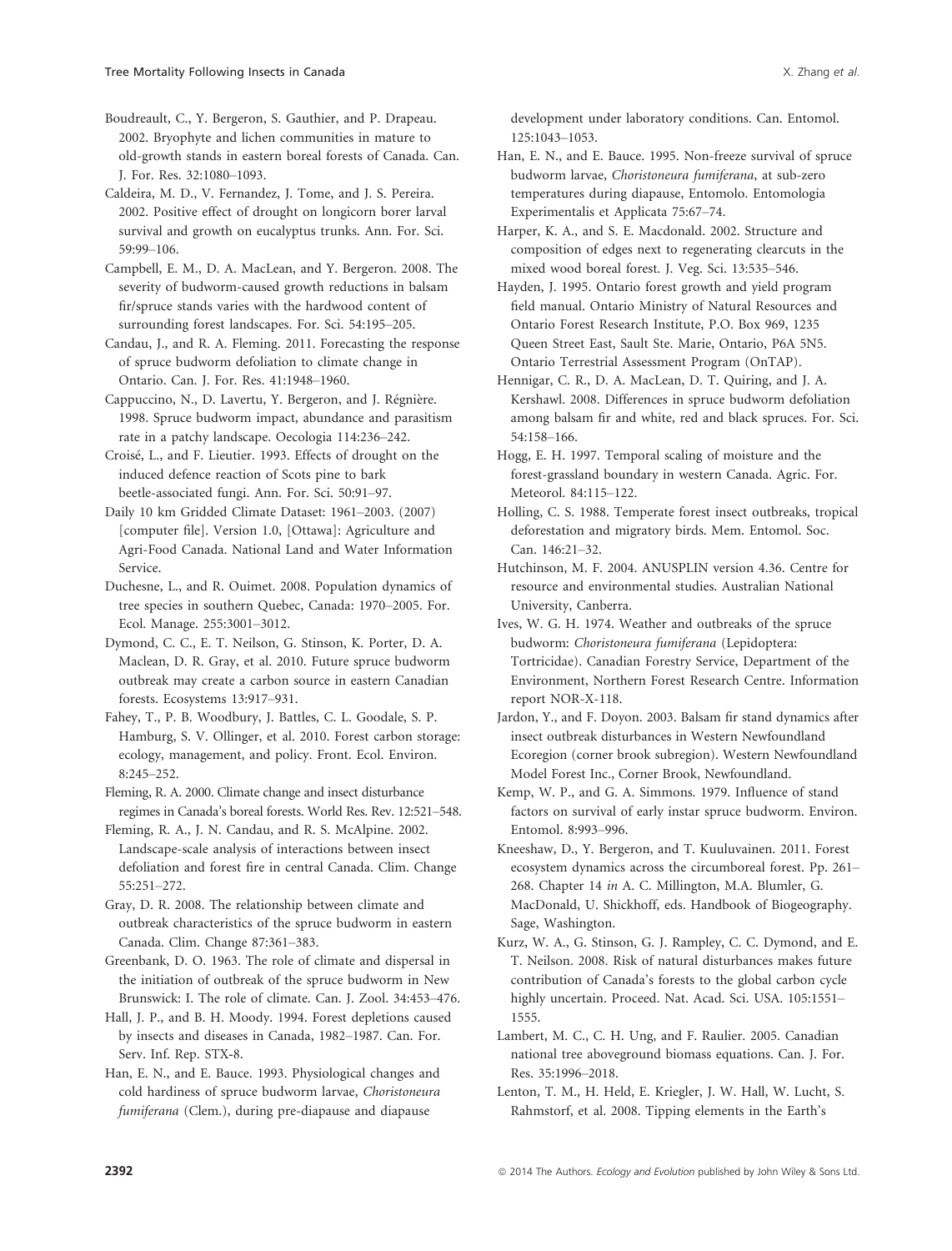Boudreault, C., Y. Bergeron, S. Gauthier, and P. Drapeau. 2002. Bryophyte and lichen communities in mature to old-growth stands in eastern boreal forests of Canada. Can. J. For. Res. 32:1080–1093.

Caldeira, M. D., V. Fernandez, J. Tome, and J. S. Pereira. 2002. Positive effect of drought on longicorn borer larval survival and growth on eucalyptus trunks. Ann. For. Sci. 59:99–106.

Campbell, E. M., D. A. MacLean, and Y. Bergeron. 2008. The severity of budworm-caused growth reductions in balsam fir/spruce stands varies with the hardwood content of surrounding forest landscapes. For. Sci. 54:195–205.

Candau, J., and R. A. Fleming. 2011. Forecasting the response of spruce budworm defoliation to climate change in Ontario. Can. J. For. Res. 41:1948–1960.

Cappuccino, N., D. Lavertu, Y. Bergeron, and J. Régnière. 1998. Spruce budworm impact, abundance and parasitism rate in a patchy landscape. Oecologia 114:236–242.

Croisé, L., and F. Lieutier. 1993. Effects of drought on the induced defence reaction of Scots pine to bark beetle-associated fungi. Ann. For. Sci. 50:91–97.

Daily 10 km Gridded Climate Dataset: 1961–2003. (2007) [computer file]. Version 1.0, [Ottawa]: Agriculture and Agri-Food Canada. National Land and Water Information Service.

Duchesne, L., and R. Ouimet. 2008. Population dynamics of tree species in southern Quebec, Canada: 1970–2005. For. Ecol. Manage. 255:3001–3012.

Dymond, C. C., E. T. Neilson, G. Stinson, K. Porter, D. A. Maclean, D. R. Gray, et al. 2010. Future spruce budworm outbreak may create a carbon source in eastern Canadian forests. Ecosystems 13:917–931.

Fahey, T., P. B. Woodbury, J. Battles, C. L. Goodale, S. P. Hamburg, S. V. Ollinger, et al. 2010. Forest carbon storage: ecology, management, and policy. Front. Ecol. Environ. 8:245–252.

Fleming, R. A. 2000. Climate change and insect disturbance regimes in Canada's boreal forests. World Res. Rev. 12:521–548.

Fleming, R. A., J. N. Candau, and R. S. McAlpine. 2002. Landscape-scale analysis of interactions between insect defoliation and forest fire in central Canada. Clim. Change 55:251–272.

Gray, D. R. 2008. The relationship between climate and outbreak characteristics of the spruce budworm in eastern Canada. Clim. Change 87:361–383.

Greenbank, D. O. 1963. The role of climate and dispersal in the initiation of outbreak of the spruce budworm in New Brunswick: I. The role of climate. Can. J. Zool. 34:453–476.

Hall, J. P., and B. H. Moody. 1994. Forest depletions caused by insects and diseases in Canada, 1982–1987. Can. For. Serv. Inf. Rep. STX-8.

Han, E. N., and E. Bauce. 1993. Physiological changes and cold hardiness of spruce budworm larvae, *Choristoneura fumiferana* (Clem.), during pre-diapause and diapause development under laboratory conditions. Can. Entomol. 125:1043–1053.

Han, E. N., and E. Bauce. 1995. Non-freeze survival of spruce budworm larvae, *Choristoneura fumiferana*, at sub-zero temperatures during diapause, Entomolo. Entomologia Experimentalis et Applicata 75:67–74.

Harper, K. A., and S. E. Macdonald. 2002. Structure and composition of edges next to regenerating clearcuts in the mixed wood boreal forest. J. Veg. Sci. 13:535–546.

Hayden, J. 1995. Ontario forest growth and yield program field manual. Ontario Ministry of Natural Resources and Ontario Forest Research Institute, P.O. Box 969, 1235 Queen Street East, Sault Ste. Marie, Ontario, P6A 5N5. Ontario Terrestrial Assessment Program (OnTAP).

Hennigar, C. R., D. A. MacLean, D. T. Quiring, and J. A. Kershawl. 2008. Differences in spruce budworm defoliation among balsam fir and white, red and black spruces. For. Sci. 54:158–166.

Hogg, E. H. 1997. Temporal scaling of moisture and the forest-grassland boundary in western Canada. Agric. For. Meteorol. 84:115–122.

Holling, C. S. 1988. Temperate forest insect outbreaks, tropical deforestation and migratory birds. Mem. Entomol. Soc. Can. 146:21–32.

Hutchinson, M. F. 2004. ANUSPLIN version 4.36. Centre for resource and environmental studies. Australian National University, Canberra.

Ives, W. G. H. 1974. Weather and outbreaks of the spruce budworm: *Choristoneura fumiferana* (Lepidoptera: Tortricidae). Canadian Forestry Service, Department of the Environment, Northern Forest Research Centre. Information report NOR-X-118.

Jardon, Y., and F. Doyon. 2003. Balsam fir stand dynamics after insect outbreak disturbances in Western Newfoundland Ecoregion (corner brook subregion). Western Newfoundland Model Forest Inc., Corner Brook, Newfoundland.

Kemp, W. P., and G. A. Simmons. 1979. Influence of stand factors on survival of early instar spruce budworm. Environ. Entomol. 8:993–996.

Kneeshaw, D., Y. Bergeron, and T. Kuuluvainen. 2011. Forest ecosystem dynamics across the circumboreal forest. Pp. 261–268. Chapter 14 *in* A. C. Millington, M.A. Blumler, G. MacDonald, U. Shickhoff, eds. Handbook of Biogeography. Sage, Washington.

Kurz, W. A., G. Stinson, G. J. Rampley, C. C. Dymond, and E. T. Neilson. 2008. Risk of natural disturbances makes future contribution of Canada's forests to the global carbon cycle highly uncertain. Proceed. Nat. Acad. Sci. USA. 105:1551–1555.

Lambert, M. C., C. H. Ung, and F. Raulier. 2005. Canadian national tree aboveground biomass equations. Can. J. For. Res. 35:1996–2018.

Lenton, T. M., H. Held, E. Kriegler, J. W. Hall, W. Lucht, S. Rahmstorf, et al. 2008. Tipping elements in the Earth's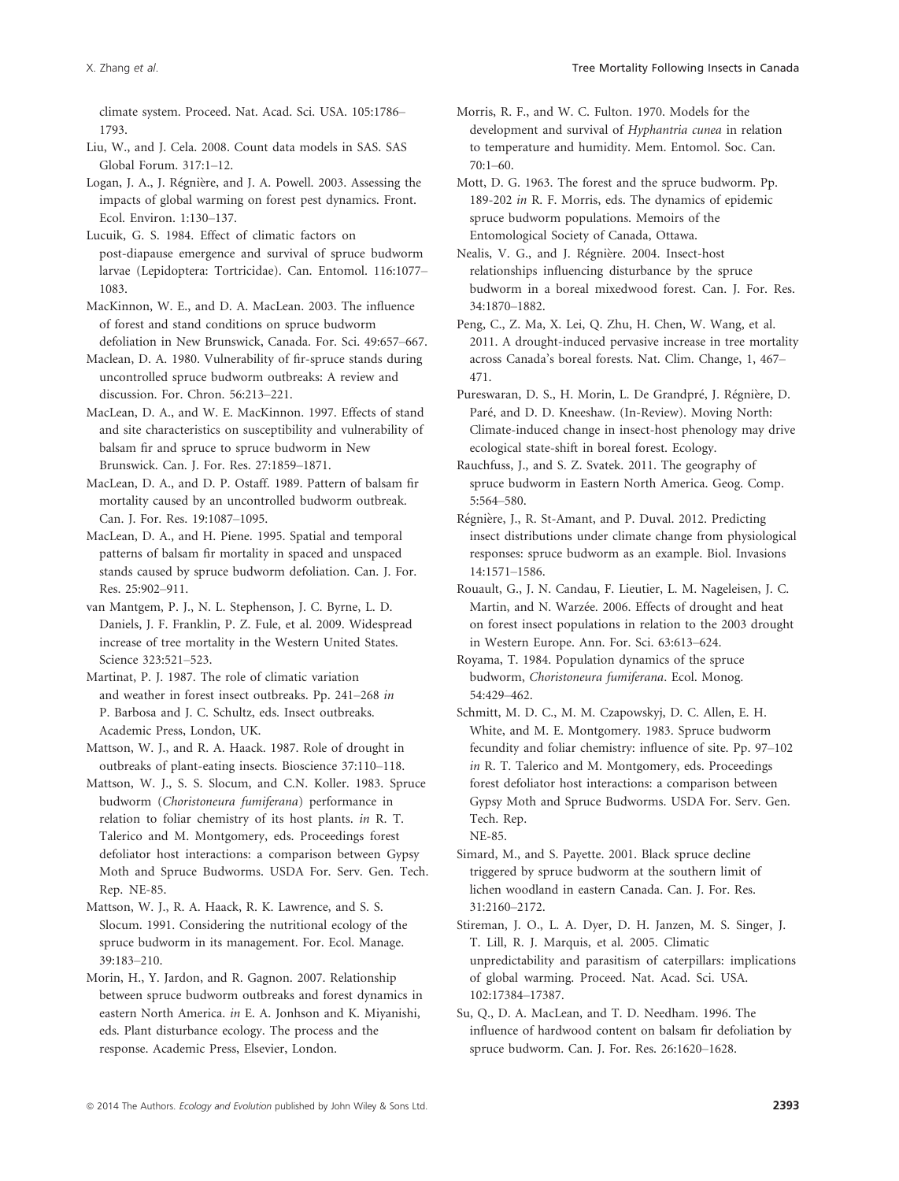climate system. Proceed. Nat. Acad. Sci. USA. 105:1786–1793.

Liu, W., and J. Cela. 2008. Count data models in SAS. SAS Global Forum. 317:1–12.

Logan, J. A., J. Régnière, and J. A. Powell. 2003. Assessing the impacts of global warming on forest pest dynamics. Front. Ecol. Environ. 1:130–137.

Lucuik, G. S. 1984. Effect of climatic factors on post-diapause emergence and survival of spruce budworm larvae (Lepidoptera: Tortricidae). Can. Entomol. 116:1077–1083.

MacKinnon, W. E., and D. A. MacLean. 2003. The influence of forest and stand conditions on spruce budworm defoliation in New Brunswick, Canada. For. Sci. 49:657–667.

Maclean, D. A. 1980. Vulnerability of fir-spruce stands during uncontrolled spruce budworm outbreaks: A review and discussion. For. Chron. 56:213–221.

MacLean, D. A., and W. E. MacKinnon. 1997. Effects of stand and site characteristics on susceptibility and vulnerability of balsam fir and spruce to spruce budworm in New Brunswick. Can. J. For. Res. 27:1859–1871.

MacLean, D. A., and D. P. Ostaff. 1989. Pattern of balsam fir mortality caused by an uncontrolled budworm outbreak. Can. J. For. Res. 19:1087–1095.

MacLean, D. A., and H. Piene. 1995. Spatial and temporal patterns of balsam fir mortality in spaced and unspaced stands caused by spruce budworm defoliation. Can. J. For. Res. 25:902–911.

van Mantgem, P. J., N. L. Stephenson, J. C. Byrne, L. D. Daniels, J. F. Franklin, P. Z. Fule, et al. 2009. Widespread increase of tree mortality in the Western United States. Science 323:521–523.

Martinat, P. J. 1987. The role of climatic variation and weather in forest insect outbreaks. Pp. 241–268 *in* P. Barbosa and J. C. Schultz, eds. Insect outbreaks. Academic Press, London, UK.

Mattson, W. J., and R. A. Haack. 1987. Role of drought in outbreaks of plant-eating insects. Bioscience 37:110–118.

Mattson, W. J., S. S. Slocum, and C.N. Koller. 1983. Spruce budworm (*Choristoneura fumiferana*) performance in relation to foliar chemistry of its host plants. *in* R. T. Talerico and M. Montgomery, eds. Proceedings forest defoliator host interactions: a comparison between Gypsy Moth and Spruce Budworms. USDA For. Serv. Gen. Tech. Rep. NE-85.

Mattson, W. J., R. A. Haack, R. K. Lawrence, and S. S. Slocum. 1991. Considering the nutritional ecology of the spruce budworm in its management. For. Ecol. Manage. 39:183–210.

Morin, H., Y. Jardon, and R. Gagnon. 2007. Relationship between spruce budworm outbreaks and forest dynamics in eastern North America. *in* E. A. Jonhson and K. Miyanishi, eds. Plant disturbance ecology. The process and the response. Academic Press, Elsevier, London.

Morris, R. F., and W. C. Fulton. 1970. Models for the development and survival of *Hyphantria cunea* in relation to temperature and humidity. Mem. Entomol. Soc. Can. 70:1–60.

Mott, D. G. 1963. The forest and the spruce budworm. Pp. 189-202 *in* R. F. Morris, eds. The dynamics of epidemic spruce budworm populations. Memoirs of the Entomological Society of Canada, Ottawa.

Nealis, V. G., and J. Régnière. 2004. Insect-host relationships influencing disturbance by the spruce budworm in a boreal mixedwood forest. Can. J. For. Res. 34:1870–1882.

Peng, C., Z. Ma, X. Lei, Q. Zhu, H. Chen, W. Wang, et al. 2011. A drought-induced pervasive increase in tree mortality across Canada's boreal forests. Nat. Clim. Change, 1, 467–471.

Pureswaran, D. S., H. Morin, L. De Grandpré, J. Régnière, D. Paré, and D. D. Kneeshaw. (In-Review). Moving North: Climate-induced change in insect-host phenology may drive ecological state-shift in boreal forest. Ecology.

Rauchfuss, J., and S. Z. Svatek. 2011. The geography of spruce budworm in Eastern North America. Geog. Comp. 5:564–580.

Régnière, J., R. St-Amant, and P. Duval. 2012. Predicting insect distributions under climate change from physiological responses: spruce budworm as an example. Biol. Invasions 14:1571–1586.

Rouault, G., J. N. Candau, F. Lieutier, L. M. Nageleisen, J. C. Martin, and N. Warzée. 2006. Effects of drought and heat on forest insect populations in relation to the 2003 drought in Western Europe. Ann. For. Sci. 63:613–624.

Royama, T. 1984. Population dynamics of the spruce budworm, *Choristoneura fumiferana*. Ecol. Monog. 54:429–462.

Schmitt, M. D. C., M. M. Czapowskyj, D. C. Allen, E. H. White, and M. E. Montgomery. 1983. Spruce budworm fecundity and foliar chemistry: influence of site. Pp. 97–102 *in* R. T. Talerico and M. Montgomery, eds. Proceedings forest defoliator host interactions: a comparison between Gypsy Moth and Spruce Budworms. USDA For. Serv. Gen. Tech. Rep. NE-85.

Simard, M., and S. Payette. 2001. Black spruce decline triggered by spruce budworm at the southern limit of lichen woodland in eastern Canada. Can. J. For. Res. 31:2160–2172.

Stireman, J. O., L. A. Dyer, D. H. Janzen, M. S. Singer, J. T. Lill, R. J. Marquis, et al. 2005. Climatic unpredictability and parasitism of caterpillars: implications of global warming. Proceed. Nat. Acad. Sci. USA. 102:17384–17387.

Su, Q., D. A. MacLean, and T. D. Needham. 1996. The influence of hardwood content on balsam fir defoliation by spruce budworm. Can. J. For. Res. 26:1620–1628.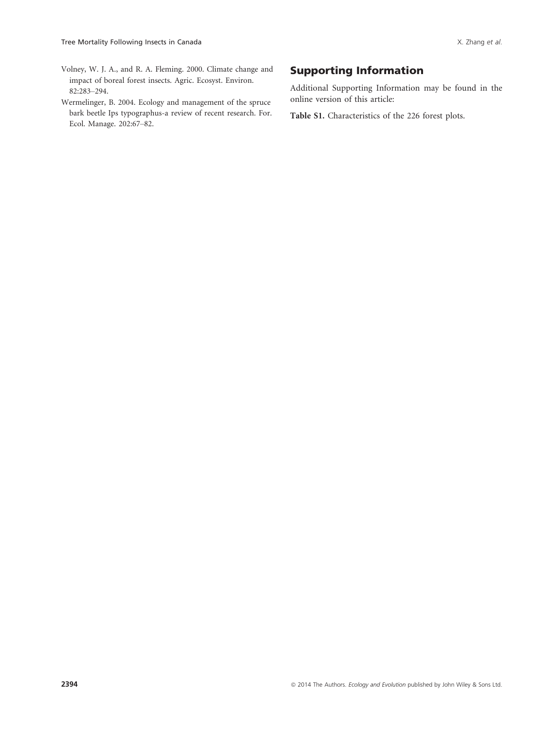Volney, W. J. A., and R. A. Fleming. 2000. Climate change and impact of boreal forest insects. Agric. Ecosyst. Environ. 82:283–294.

Wermelinger, B. 2004. Ecology and management of the spruce bark beetle Ips typographus-a review of recent research. For. Ecol. Manage. 202:67–82.

## Supporting Information

Additional Supporting Information may be found in the online version of this article:

**Table S1.** Characteristics of the 226 forest plots.